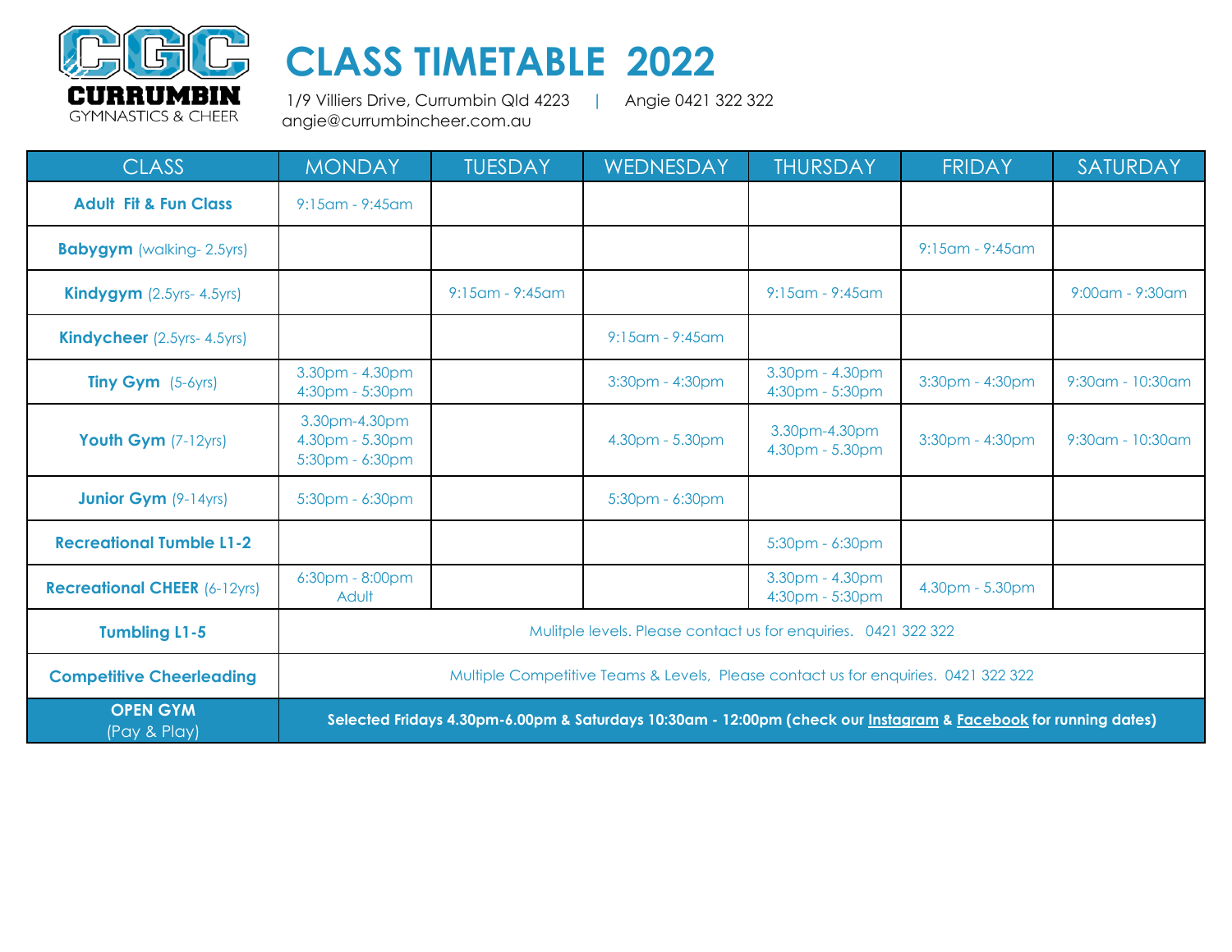CURRUMBIN GYMNASTICS & CHEER

# CLASS TIMETABLE 2022

1/9 Villiers Drive, Currumbin Qld 4223 | Angie 0421 322 322
angie@currumbincheer.com.au

| CLASS | MONDAY | TUESDAY | WEDNESDAY | THURSDAY | FRIDAY | SATURDAY |
|---|---|---|---|---|---|---|
| **Adult Fit & Fun Class** | 9:15am - 9:45am | | | | | |
| **Babygym** (walking- 2.5yrs) | | | | | 9:15am - 9:45am | |
| **Kindygym** (2.5yrs- 4.5yrs) | | 9:15am - 9:45am | | 9:15am - 9:45am | | 9:00am - 9:30am |
| **Kindycheer** (2.5yrs- 4.5yrs) | | | 9:15am - 9:45am | | | |
| **Tiny Gym** (5-6yrs) | 3.30pm - 4.30pm<br>4:30pm - 5:30pm | | 3:30pm - 4:30pm | 3.30pm - 4.30pm<br>4:30pm - 5:30pm | 3:30pm - 4:30pm | 9:30am - 10:30am |
| **Youth Gym** (7-12yrs) | 3.30pm-4.30pm<br>4.30pm - 5.30pm<br>5:30pm - 6:30pm | | 4.30pm - 5.30pm | 3.30pm-4.30pm<br>4.30pm - 5.30pm | 3:30pm - 4:30pm | 9:30am - 10:30am |
| **Junior Gym** (9-14yrs) | 5:30pm - 6:30pm | | 5:30pm - 6:30pm | | | |
| **Recreational Tumble L1-2** | | | | 5:30pm - 6:30pm | | |
| **Recreational CHEER** (6-12yrs) | 6:30pm - 8:00pm<br>Adult | | | 3.30pm - 4.30pm<br>4:30pm - 5:30pm | 4.30pm - 5.30pm | |
| **Tumbling L1-5** | Mulitple levels. Please contact us for enquiries. 0421 322 322 | | | | | |
| **Competitive Cheerleading** | Multiple Competitive Teams & Levels, Please contact us for enquiries. 0421 322 322 | | | | | |
| **OPEN GYM** (Pay & Play) | **Selected Fridays 4.30pm-6.00pm & Saturdays 10:30am - 12:00pm (check our Instagram & Facebook for running dates)** | | | | | |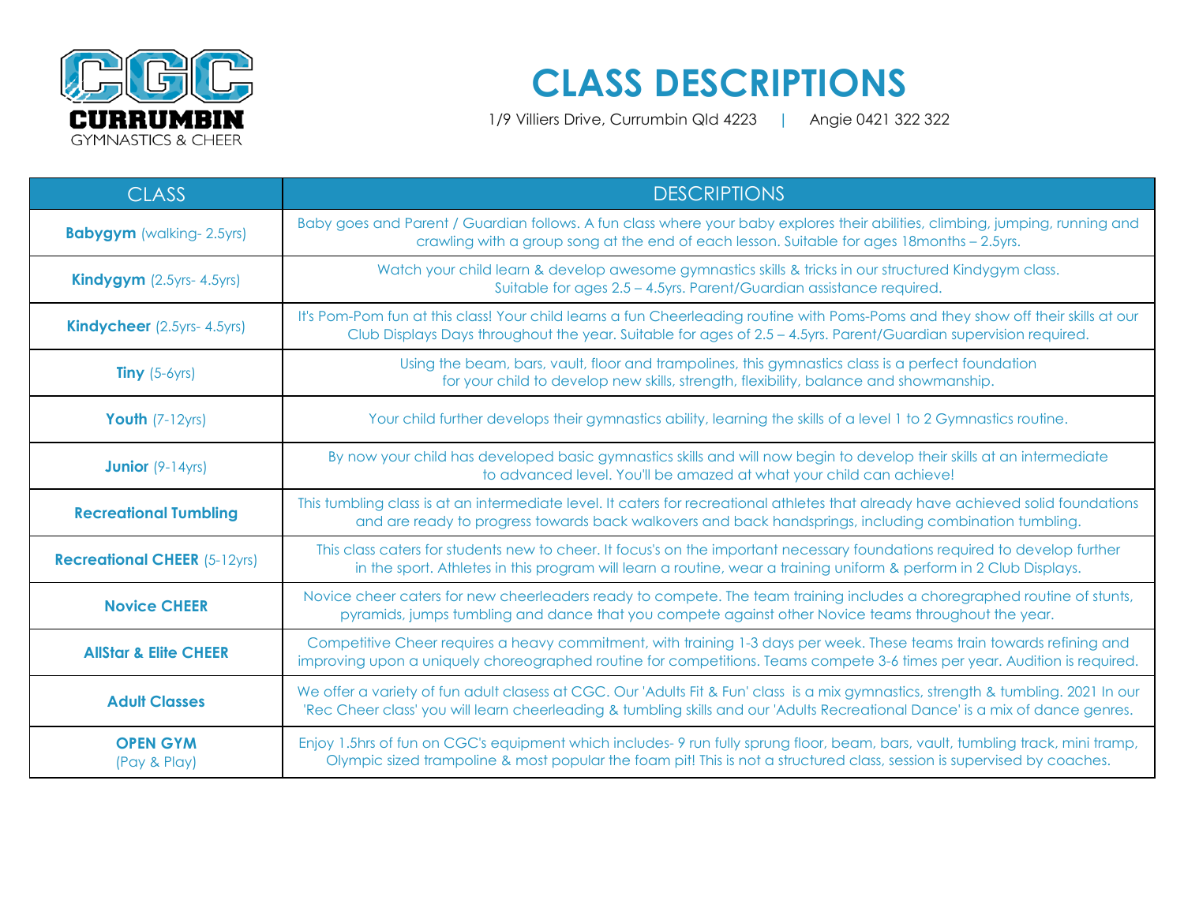CURRUMBIN GYMNASTICS & CHEER

# CLASS DESCRIPTIONS

1/9 Villiers Drive, Currumbin Qld 4223 | Angie 0421 322 322

| CLASS | DESCRIPTIONS |
|---|---|
| **Babygym** (walking- 2.5yrs) | Baby goes and Parent / Guardian follows. A fun class where your baby explores their abilities, climbing, jumping, running and crawling with a group song at the end of each lesson. Suitable for ages 18months – 2.5yrs. |
| **Kindygym** (2.5yrs- 4.5yrs) | Watch your child learn & develop awesome gymnastics skills & tricks in our structured Kindygym class. Suitable for ages 2.5 – 4.5yrs. Parent/Guardian assistance required. |
| **Kindycheer** (2.5yrs- 4.5yrs) | It's Pom-Pom fun at this class! Your child learns a fun Cheerleading routine with Poms-Poms and they show off their skills at our Club Displays Days throughout the year. Suitable for ages of 2.5 – 4.5yrs. Parent/Guardian supervision required. |
| **Tiny** (5-6yrs) | Using the beam, bars, vault, floor and trampolines, this gymnastics class is a perfect foundation for your child to develop new skills, strength, flexibility, balance and showmanship. |
| **Youth** (7-12yrs) | Your child further develops their gymnastics ability, learning the skills of a level 1 to 2 Gymnastics routine. |
| **Junior** (9-14yrs) | By now your child has developed basic gymnastics skills and will now begin to develop their skills at an intermediate to advanced level. You'll be amazed at what your child can achieve! |
| **Recreational Tumbling** | This tumbling class is at an intermediate level. It caters for recreational athletes that already have achieved solid foundations and are ready to progress towards back walkovers and back handsprings, including combination tumbling. |
| **Recreational CHEER** (5-12yrs) | This class caters for students new to cheer. It focus's on the important necessary foundations required to develop further in the sport. Athletes in this program will learn a routine, wear a training uniform & perform in 2 Club Displays. |
| **Novice CHEER** | Novice cheer caters for new cheerleaders ready to compete. The team training includes a choregraphed routine of stunts, pyramids, jumps tumbling and dance that you compete against other Novice teams throughout the year. |
| **AllStar & Elite CHEER** | Competitive Cheer requires a heavy commitment, with training 1-3 days per week. These teams train towards refining and improving upon a uniquely choreographed routine for competitions. Teams compete 3-6 times per year. Audition is required. |
| **Adult Classes** | We offer a variety of fun adult clases at CGC. Our 'Adults Fit & Fun' class is a mix gymnastics, strength & tumbling. 2021 In our 'Rec Cheer class' you will learn cheerleading & tumbling skills and our 'Adults Recreational Dance' is a mix of dance genres. |
| **OPEN GYM** (Pay & Play) | Enjoy 1.5hrs of fun on CGC's equipment which includes- 9 run fully sprung floor, beam, bars, vault, tumbling track, mini tramp, Olympic sized trampoline & most popular the foam pit! This is not a structured class, session is supervised by coaches. |